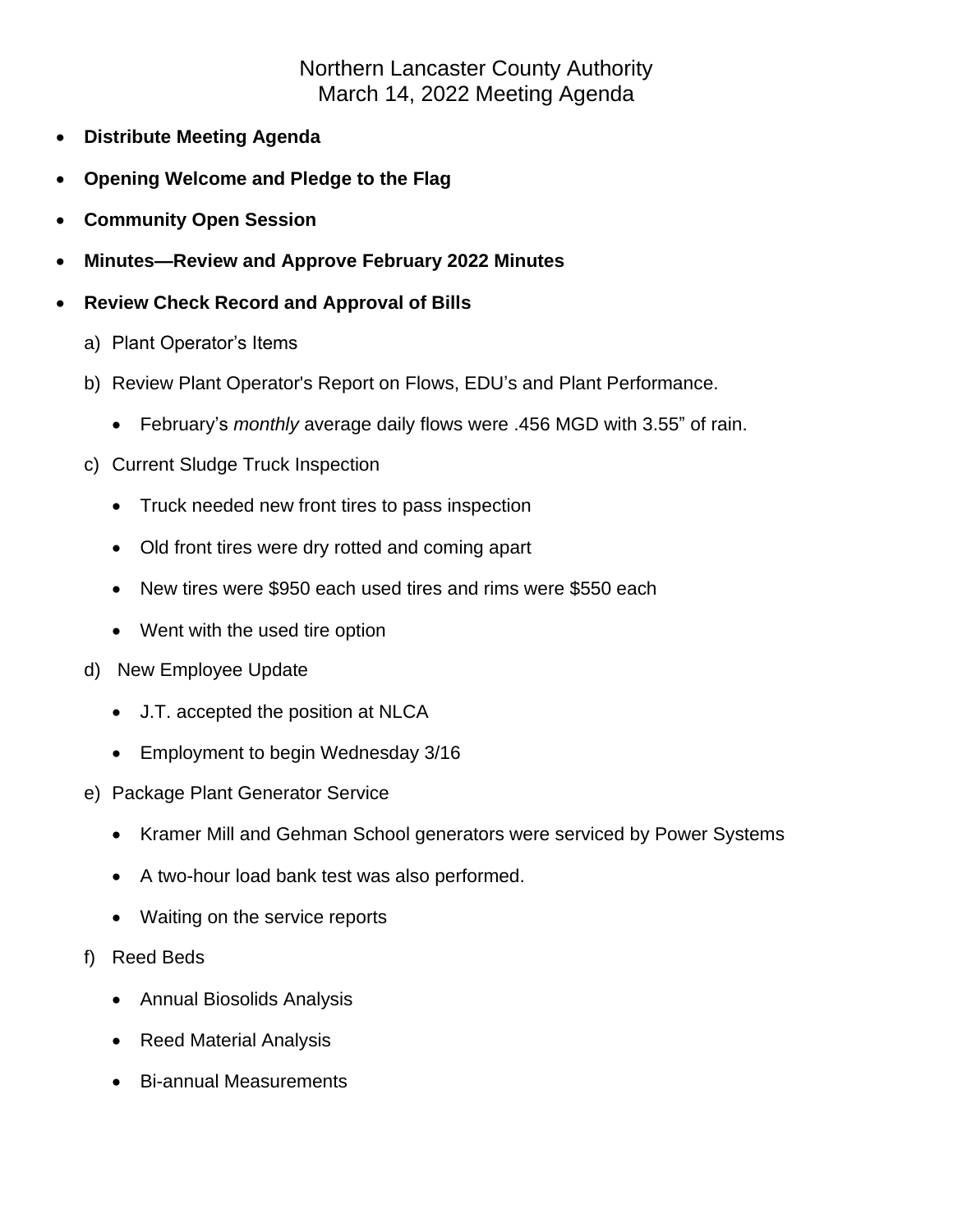# Northern Lancaster County Authority
## March 14, 2022 Meeting Agenda

- **Distribute Meeting Agenda**
- **Opening Welcome and Pledge to the Flag**
- **Community Open Session**
- **Minutes—Review and Approve February 2022 Minutes**
- **Review Check Record and Approval of Bills**

a) Plant Operator's Items

b) Review Plant Operator's Report on Flows, EDU's and Plant Performance.

- February's *monthly* average daily flows were .456 MGD with 3.55" of rain.

c) Current Sludge Truck Inspection

- Truck needed new front tires to pass inspection
- Old front tires were dry rotted and coming apart
- New tires were $950 each used tires and rims were $550 each
- Went with the used tire option

d) New Employee Update

- J.T. accepted the position at NLCA
- Employment to begin Wednesday 3/16

e) Package Plant Generator Service

- Kramer Mill and Gehman School generators were serviced by Power Systems
- A two-hour load bank test was also performed.
- Waiting on the service reports

f) Reed Beds

- Annual Biosolids Analysis
- Reed Material Analysis
- Bi-annual Measurements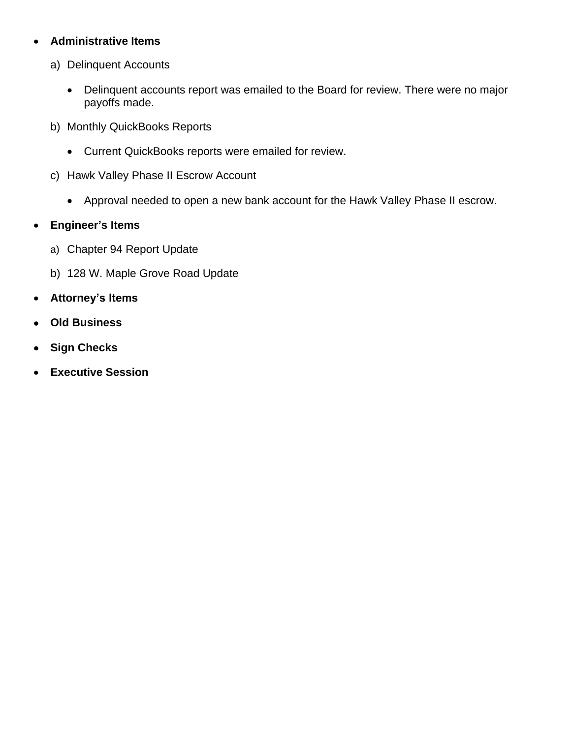- **Administrative Items**

  a) Delinquent Accounts

  - Delinquent accounts report was emailed to the Board for review. There were no major payoffs made.

  b) Monthly QuickBooks Reports

  - Current QuickBooks reports were emailed for review.

  c) Hawk Valley Phase II Escrow Account

  - Approval needed to open a new bank account for the Hawk Valley Phase II escrow.

- **Engineer's Items**

  a) Chapter 94 Report Update

  b) 128 W. Maple Grove Road Update

- **Attorney's Items**
- **Old Business**
- **Sign Checks**
- **Executive Session**